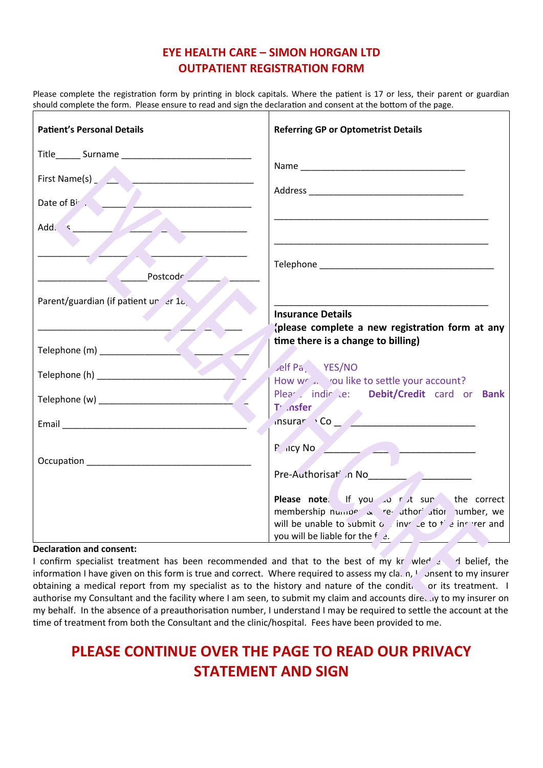# EYE HEALTH CARE – SIMON HORGAN LTD
# OUTPATIENT REGISTRATION FORM

Please complete the registration form by printing in block capitals. Where the patient is 17 or less, their parent or guardian should complete the form. Please ensure to read and sign the declaration and consent at the bottom of the page.

**Patient's Personal Details**

Title_____ Surname ___________________________

First Name(s) ___________________________

Date of Birth ___________________________

Address ___________________________

___________________________

______________________Postcode ______________

Parent/guardian (if patient under 18)

___________________________

Telephone (m) ___________________________

Telephone (h) ___________________________

Telephone (w) ___________________________

Email ___________________________

Occupation ___________________________

**Referring GP or Optometrist Details**

Name ___________________________

Address ___________________________

___________________________

___________________________

Telephone ___________________________

___________________________

**Insurance Details**
**(please complete a new registration form at any time there is a change to billing)**

Self Pay YES/NO
How would you like to settle your account?
Please indicate: **Debit/Credit** card or **Bank Transfer**

Insurance Co ___________________________

Policy No ___________________________

Pre-Authorisation No___________________

**Please note:** If you do not supply the correct membership number & pre-authorisation number, we will be unable to submit our invoice to the insurer and you will be liable for the fee.

**Declaration and consent:**

I confirm specialist treatment has been recommended and that to the best of my knowledge and belief, the information I have given on this form is true and correct. Where required to assess my claim, I consent to my insurer obtaining a medical report from my specialist as to the history and nature of the condition or its treatment. I authorise my Consultant and the facility where I am seen, to submit my claim and accounts directly to my insurer on my behalf. In the absence of a preauthorisation number, I understand I may be required to settle the account at the time of treatment from both the Consultant and the clinic/hospital. Fees have been provided to me.

## PLEASE CONTINUE OVER THE PAGE TO READ OUR PRIVACY STATEMENT AND SIGN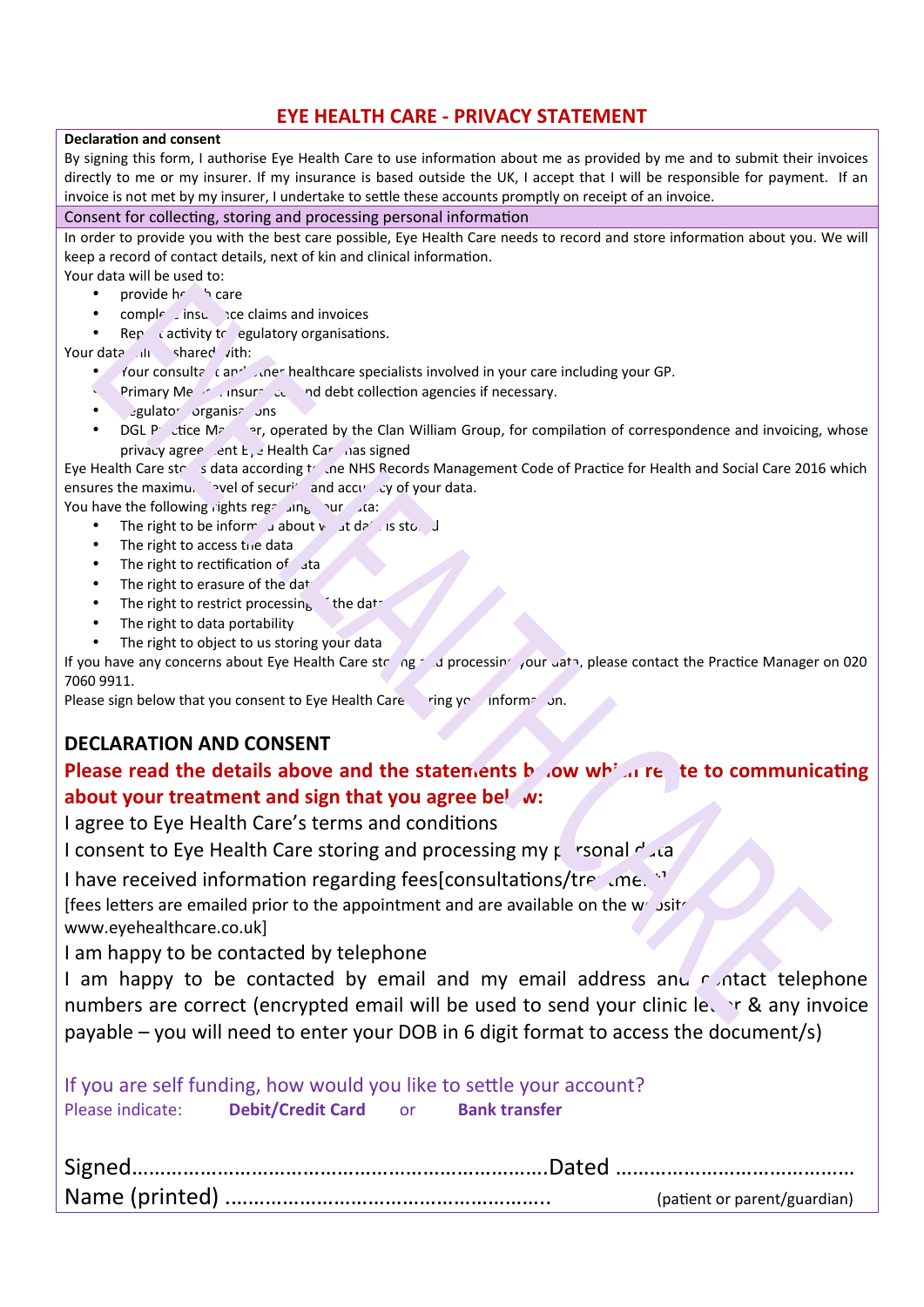# EYE HEALTH CARE - PRIVACY STATEMENT

**Declaration and consent**

By signing this form, I authorise Eye Health Care to use information about me as provided by me and to submit their invoices directly to me or my insurer. If my insurance is based outside the UK, I accept that I will be responsible for payment. If an invoice is not met by my insurer, I undertake to settle these accounts promptly on receipt of an invoice.

Consent for collecting, storing and processing personal information

In order to provide you with the best care possible, Eye Health Care needs to record and store information about you. We will keep a record of contact details, next of kin and clinical information.

Your data will be used to:

- provide health care
- complete insurance claims and invoices
- Report activity to regulatory organisations.

Your data will be shared with:

- Your consultant and other healthcare specialists involved in your care including your GP.
- Primary Medical Insurance and debt collection agencies if necessary.
- Regulatory organisations
- DGL Practice Manager, operated by the Clan William Group, for compilation of correspondence and invoicing, whose privacy agreement Eye Health Care has signed

Eye Health Care stores data according to the NHS Records Management Code of Practice for Health and Social Care 2016 which ensures the maximum level of security and accuracy of your data.

You have the following rights regarding your data:

- The right to be informed about what data is stored
- The right to access the data
- The right to rectification of data
- The right to erasure of the data
- The right to restrict processing of the data
- The right to data portability
- The right to object to us storing your data

If you have any concerns about Eye Health Care storing and processing your data, please contact the Practice Manager on 020 7060 9911.

Please sign below that you consent to Eye Health Care storing your information.

## DECLARATION AND CONSENT

**Please read the details above and the statements below which relate to communicating about your treatment and sign that you agree below:**

I agree to Eye Health Care's terms and conditions

I consent to Eye Health Care storing and processing my personal data

I have received information regarding fees[consultations/treatment]

[fees letters are emailed prior to the appointment and are available on the website www.eyehealthcare.co.uk]

I am happy to be contacted by telephone

I am happy to be contacted by email and my email address and contact telephone numbers are correct (encrypted email will be used to send your clinic letter & any invoice payable – you will need to enter your DOB in 6 digit format to access the document/s)

If you are self funding, how would you like to settle your account?

Please indicate: **Debit/Credit Card** or **Bank transfer**

Signed…………………………………………………………………Dated …………………………………

Name (printed) ……………………………………………….. (patient or parent/guardian)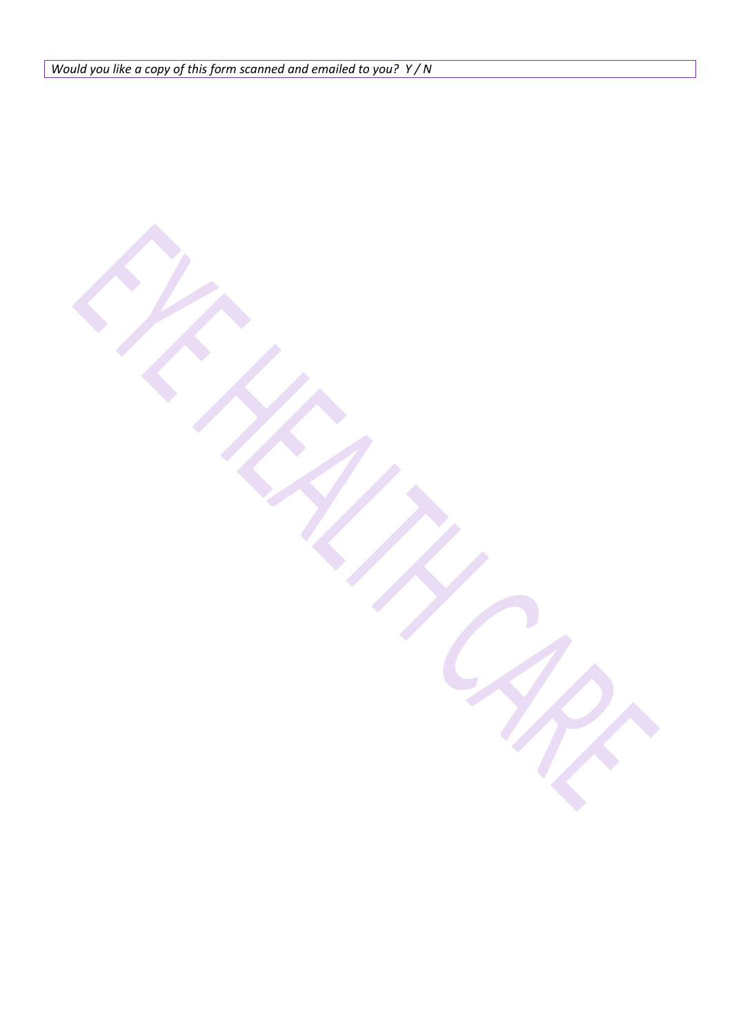*Would you like a copy of this form scanned and emailed to you? Y / N*